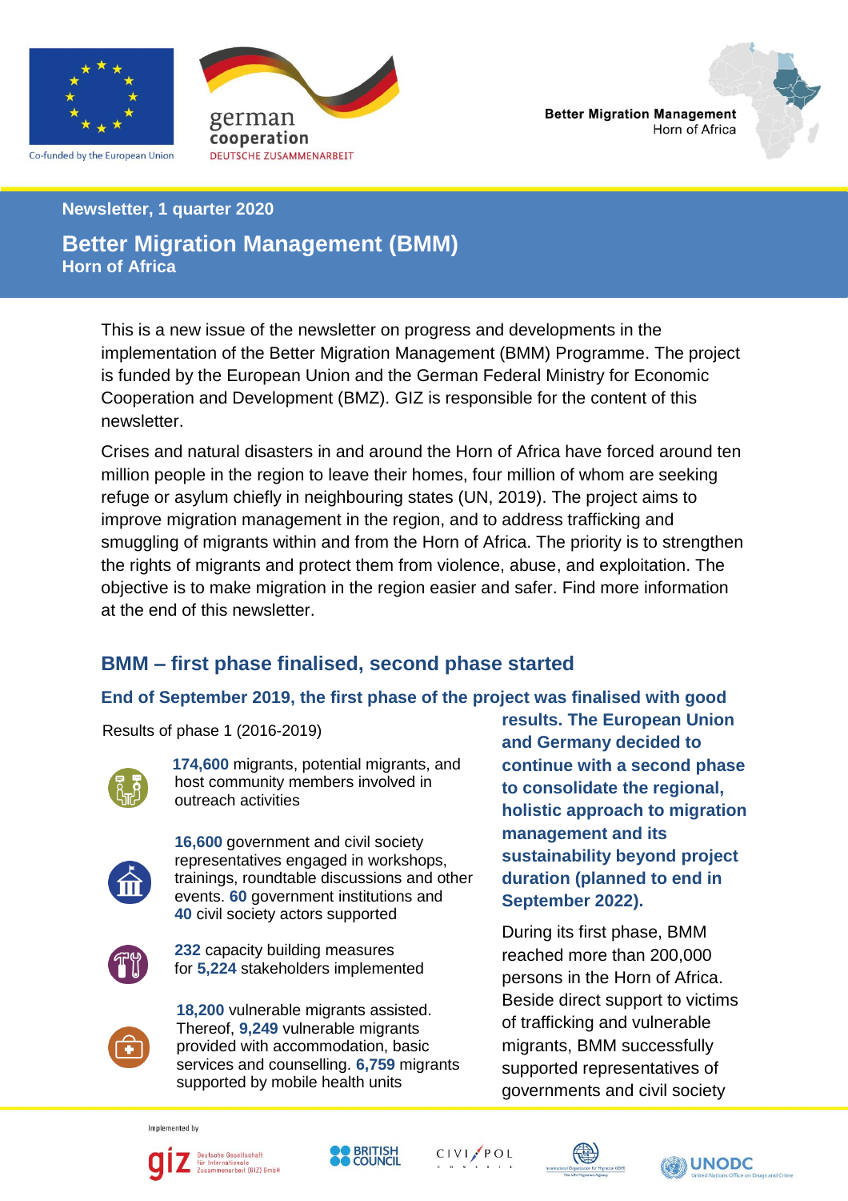Co-funded by the European Union

german cooperation
DEUTSCHE ZUSAMMENARBEIT

Better Migration Management
Horn of Africa

Newsletter, 1 quarter 2020

# Better Migration Management (BMM)
## Horn of Africa

This is a new issue of the newsletter on progress and developments in the implementation of the Better Migration Management (BMM) Programme. The project is funded by the European Union and the German Federal Ministry for Economic Cooperation and Development (BMZ). GIZ is responsible for the content of this newsletter.

Crises and natural disasters in and around the Horn of Africa have forced around ten million people in the region to leave their homes, four million of whom are seeking refuge or asylum chiefly in neighbouring states (UN, 2019). The project aims to improve migration management in the region, and to address trafficking and smuggling of migrants within and from the Horn of Africa. The priority is to strengthen the rights of migrants and protect them from violence, abuse, and exploitation. The objective is to make migration in the region easier and safer. Find more information at the end of this newsletter.

## BMM – first phase finalised, second phase started

**End of September 2019, the first phase of the project was finalised with good results. The European Union and Germany decided to continue with a second phase to consolidate the regional, holistic approach to migration management and its sustainability beyond project duration (planned to end in September 2022).**

Results of phase 1 (2016-2019)

- **174,600** migrants, potential migrants, and host community members involved in outreach activities
- **16,600** government and civil society representatives engaged in workshops, trainings, roundtable discussions and other events. **60** government institutions and **40** civil society actors supported
- **232** capacity building measures for **5,224** stakeholders implemented
- **18,200** vulnerable migrants assisted. Thereof, **9,249** vulnerable migrants provided with accommodation, basic services and counselling. **6,759** migrants supported by mobile health units

During its first phase, BMM reached more than 200,000 persons in the Horn of Africa. Beside direct support to victims of trafficking and vulnerable migrants, BMM successfully supported representatives of governments and civil society

Implemented by

giz Deutsche Gesellschaft für Internationale Zusammenarbeit (GIZ) GmbH | BRITISH COUNCIL | CIVIPOL | IOM | UNODC United Nations Office on Drugs and Crime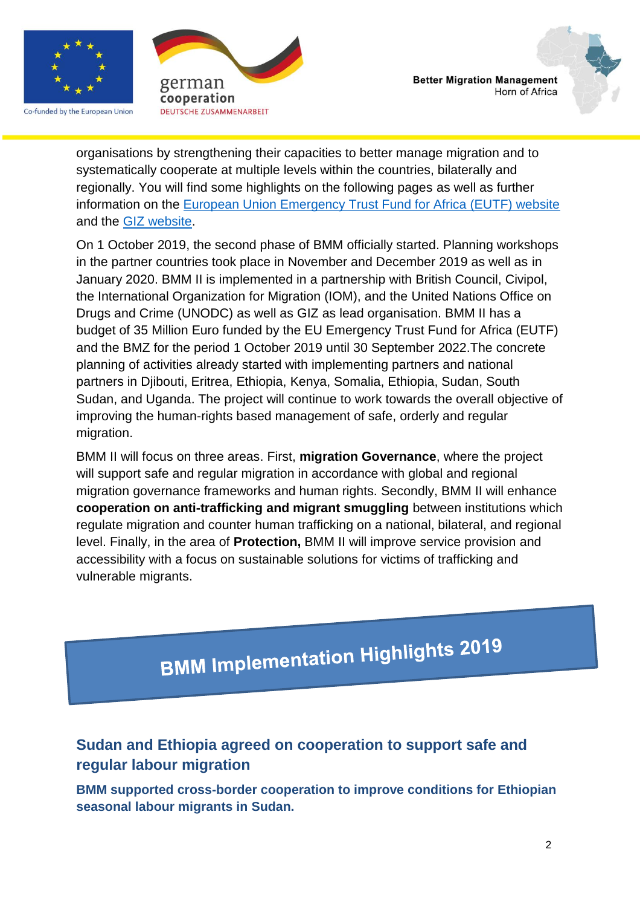organisations by strengthening their capacities to better manage migration and to systematically cooperate at multiple levels within the countries, bilaterally and regionally. You will find some highlights on the following pages as well as further information on the European Union Emergency Trust Fund for Africa (EUTF) website and the GIZ website.

On 1 October 2019, the second phase of BMM officially started. Planning workshops in the partner countries took place in November and December 2019 as well as in January 2020. BMM II is implemented in a partnership with British Council, Civipol, the International Organization for Migration (IOM), and the United Nations Office on Drugs and Crime (UNODC) as well as GIZ as lead organisation. BMM II has a budget of 35 Million Euro funded by the EU Emergency Trust Fund for Africa (EUTF) and the BMZ for the period 1 October 2019 until 30 September 2022.The concrete planning of activities already started with implementing partners and national partners in Djibouti, Eritrea, Ethiopia, Kenya, Somalia, Ethiopia, Sudan, South Sudan, and Uganda. The project will continue to work towards the overall objective of improving the human-rights based management of safe, orderly and regular migration.

BMM II will focus on three areas. First, **migration Governance**, where the project will support safe and regular migration in accordance with global and regional migration governance frameworks and human rights. Secondly, BMM II will enhance **cooperation on anti-trafficking and migrant smuggling** between institutions which regulate migration and counter human trafficking on a national, bilateral, and regional level. Finally, in the area of **Protection,** BMM II will improve service provision and accessibility with a focus on sustainable solutions for victims of trafficking and vulnerable migrants.

# BMM Implementation Highlights 2019

## Sudan and Ethiopia agreed on cooperation to support safe and regular labour migration

**BMM supported cross-border cooperation to improve conditions for Ethiopian seasonal labour migrants in Sudan.**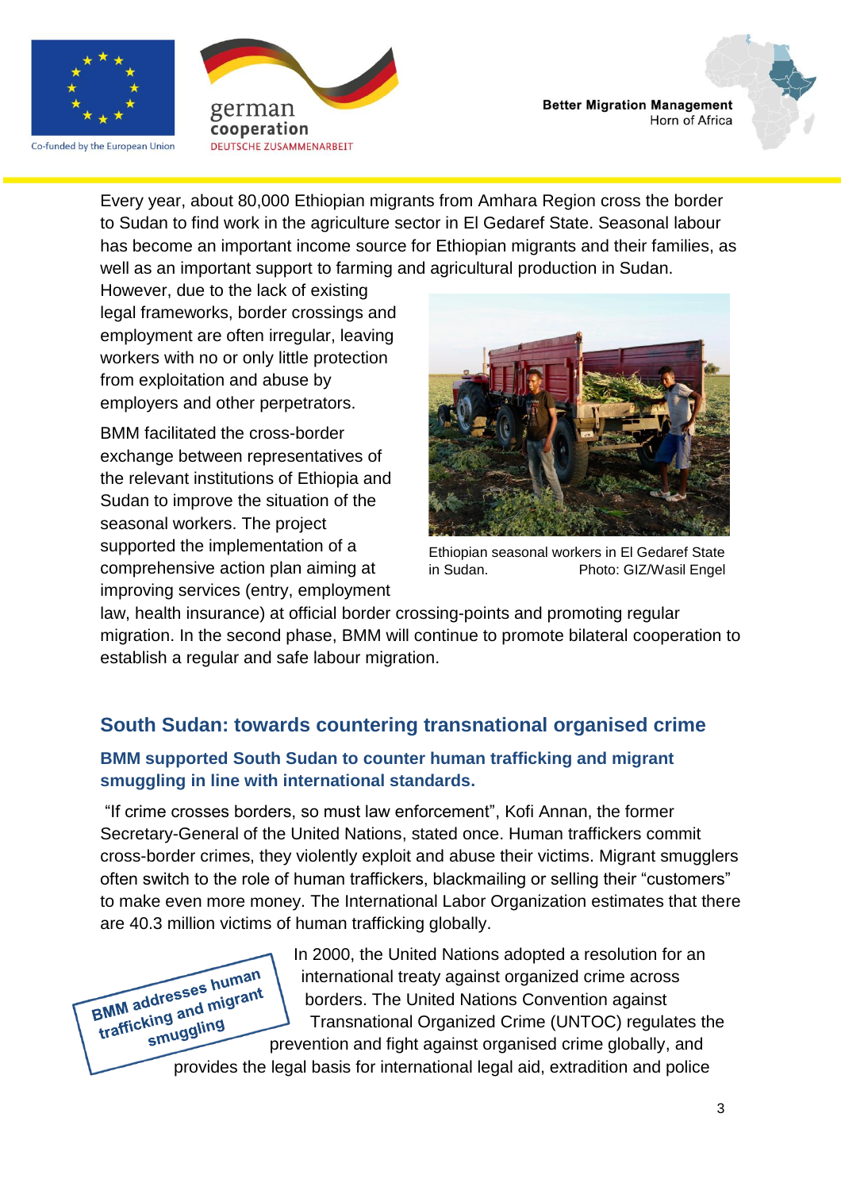Every year, about 80,000 Ethiopian migrants from Amhara Region cross the border to Sudan to find work in the agriculture sector in El Gedaref State. Seasonal labour has become an important income source for Ethiopian migrants and their families, as well as an important support to farming and agricultural production in Sudan. However, due to the lack of existing legal frameworks, border crossings and employment are often irregular, leaving workers with no or only little protection from exploitation and abuse by employers and other perpetrators.

BMM facilitated the cross-border exchange between representatives of the relevant institutions of Ethiopia and Sudan to improve the situation of the seasonal workers. The project supported the implementation of a comprehensive action plan aiming at improving services (entry, employment law, health insurance) at official border crossing-points and promoting regular migration. In the second phase, BMM will continue to promote bilateral cooperation to establish a regular and safe labour migration.

Ethiopian seasonal workers in El Gedaref State in Sudan. Photo: GIZ/Wasil Engel

## South Sudan: towards countering transnational organised crime

### BMM supported South Sudan to counter human trafficking and migrant smuggling in line with international standards.

"If crime crosses borders, so must law enforcement", Kofi Annan, the former Secretary-General of the United Nations, stated once. Human traffickers commit cross-border crimes, they violently exploit and abuse their victims. Migrant smugglers often switch to the role of human traffickers, blackmailing or selling their "customers" to make even more money. The International Labor Organization estimates that there are 40.3 million victims of human trafficking globally.

**BMM addresses human trafficking and migrant smuggling**

In 2000, the United Nations adopted a resolution for an international treaty against organized crime across borders. The United Nations Convention against Transnational Organized Crime (UNTOC) regulates the prevention and fight against organised crime globally, and provides the legal basis for international legal aid, extradition and police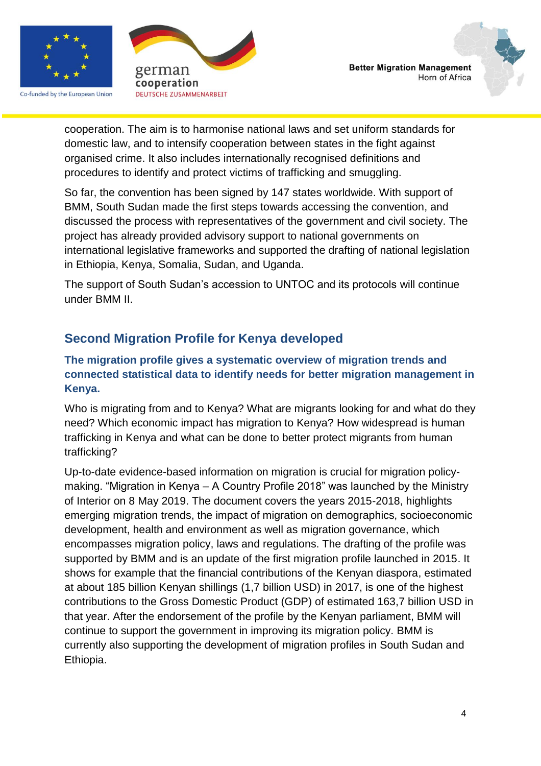cooperation. The aim is to harmonise national laws and set uniform standards for domestic law, and to intensify cooperation between states in the fight against organised crime. It also includes internationally recognised definitions and procedures to identify and protect victims of trafficking and smuggling.

So far, the convention has been signed by 147 states worldwide. With support of BMM, South Sudan made the first steps towards accessing the convention, and discussed the process with representatives of the government and civil society. The project has already provided advisory support to national governments on international legislative frameworks and supported the drafting of national legislation in Ethiopia, Kenya, Somalia, Sudan, and Uganda.

The support of South Sudan's accession to UNTOC and its protocols will continue under BMM II.

## Second Migration Profile for Kenya developed

**The migration profile gives a systematic overview of migration trends and connected statistical data to identify needs for better migration management in Kenya.**

Who is migrating from and to Kenya? What are migrants looking for and what do they need? Which economic impact has migration to Kenya? How widespread is human trafficking in Kenya and what can be done to better protect migrants from human trafficking?

Up-to-date evidence-based information on migration is crucial for migration policy-making. "Migration in Kenya – A Country Profile 2018" was launched by the Ministry of Interior on 8 May 2019. The document covers the years 2015-2018, highlights emerging migration trends, the impact of migration on demographics, socioeconomic development, health and environment as well as migration governance, which encompasses migration policy, laws and regulations. The drafting of the profile was supported by BMM and is an update of the first migration profile launched in 2015. It shows for example that the financial contributions of the Kenyan diaspora, estimated at about 185 billion Kenyan shillings (1,7 billion USD) in 2017, is one of the highest contributions to the Gross Domestic Product (GDP) of estimated 163,7 billion USD in that year. After the endorsement of the profile by the Kenyan parliament, BMM will continue to support the government in improving its migration policy. BMM is currently also supporting the development of migration profiles in South Sudan and Ethiopia.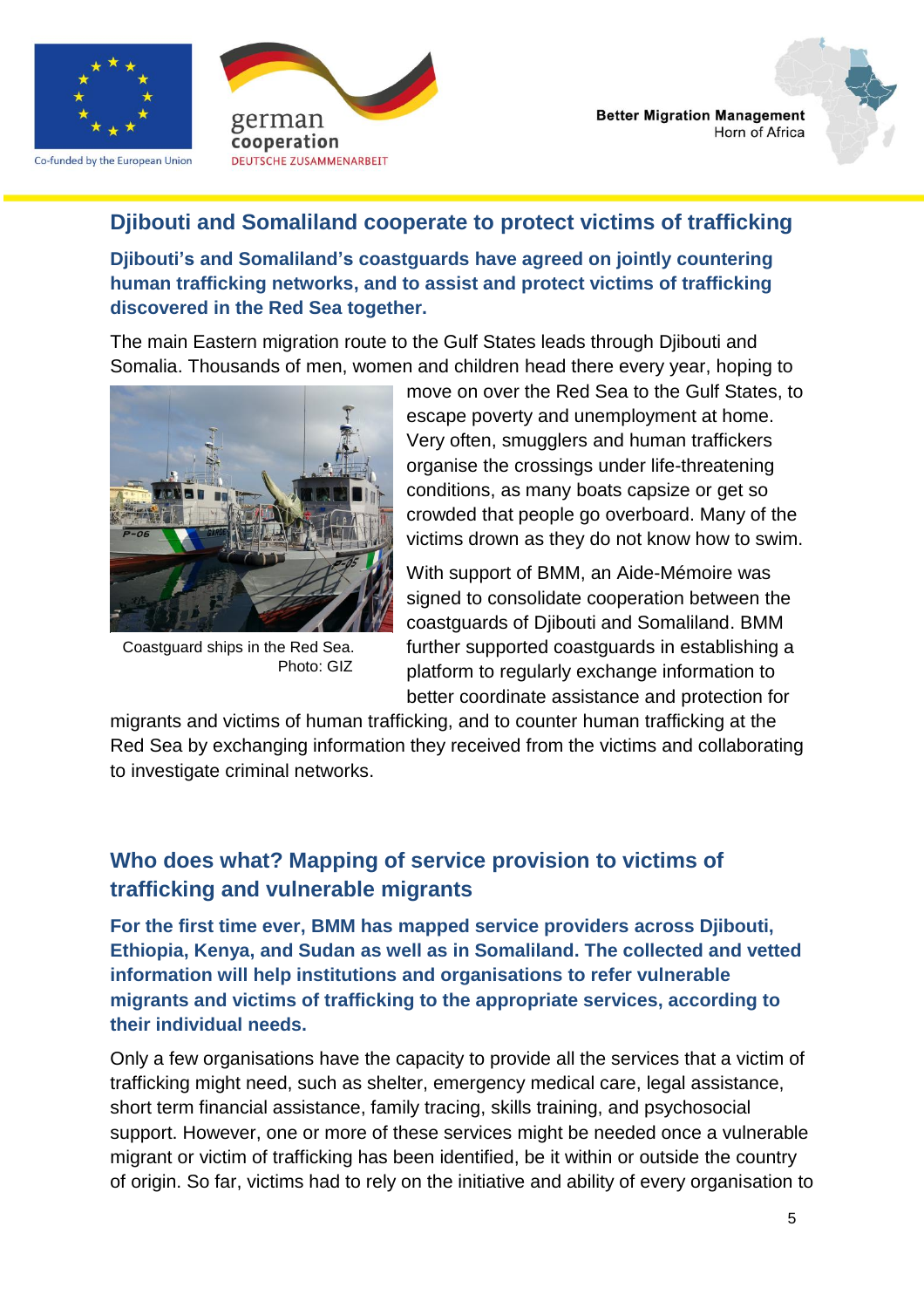## Djibouti and Somaliland cooperate to protect victims of trafficking

**Djibouti's and Somaliland's coastguards have agreed on jointly countering human trafficking networks, and to assist and protect victims of trafficking discovered in the Red Sea together.**

The main Eastern migration route to the Gulf States leads through Djibouti and Somalia. Thousands of men, women and children head there every year, hoping to move on over the Red Sea to the Gulf States, to escape poverty and unemployment at home. Very often, smugglers and human traffickers organise the crossings under life-threatening conditions, as many boats capsize or get so crowded that people go overboard. Many of the victims drown as they do not know how to swim.

Coastguard ships in the Red Sea. Photo: GIZ

With support of BMM, an Aide-Mémoire was signed to consolidate cooperation between the coastguards of Djibouti and Somaliland. BMM further supported coastguards in establishing a platform to regularly exchange information to better coordinate assistance and protection for migrants and victims of human trafficking, and to counter human trafficking at the Red Sea by exchanging information they received from the victims and collaborating to investigate criminal networks.

## Who does what? Mapping of service provision to victims of trafficking and vulnerable migrants

**For the first time ever, BMM has mapped service providers across Djibouti, Ethiopia, Kenya, and Sudan as well as in Somaliland. The collected and vetted information will help institutions and organisations to refer vulnerable migrants and victims of trafficking to the appropriate services, according to their individual needs.**

Only a few organisations have the capacity to provide all the services that a victim of trafficking might need, such as shelter, emergency medical care, legal assistance, short term financial assistance, family tracing, skills training, and psychosocial support. However, one or more of these services might be needed once a vulnerable migrant or victim of trafficking has been identified, be it within or outside the country of origin. So far, victims had to rely on the initiative and ability of every organisation to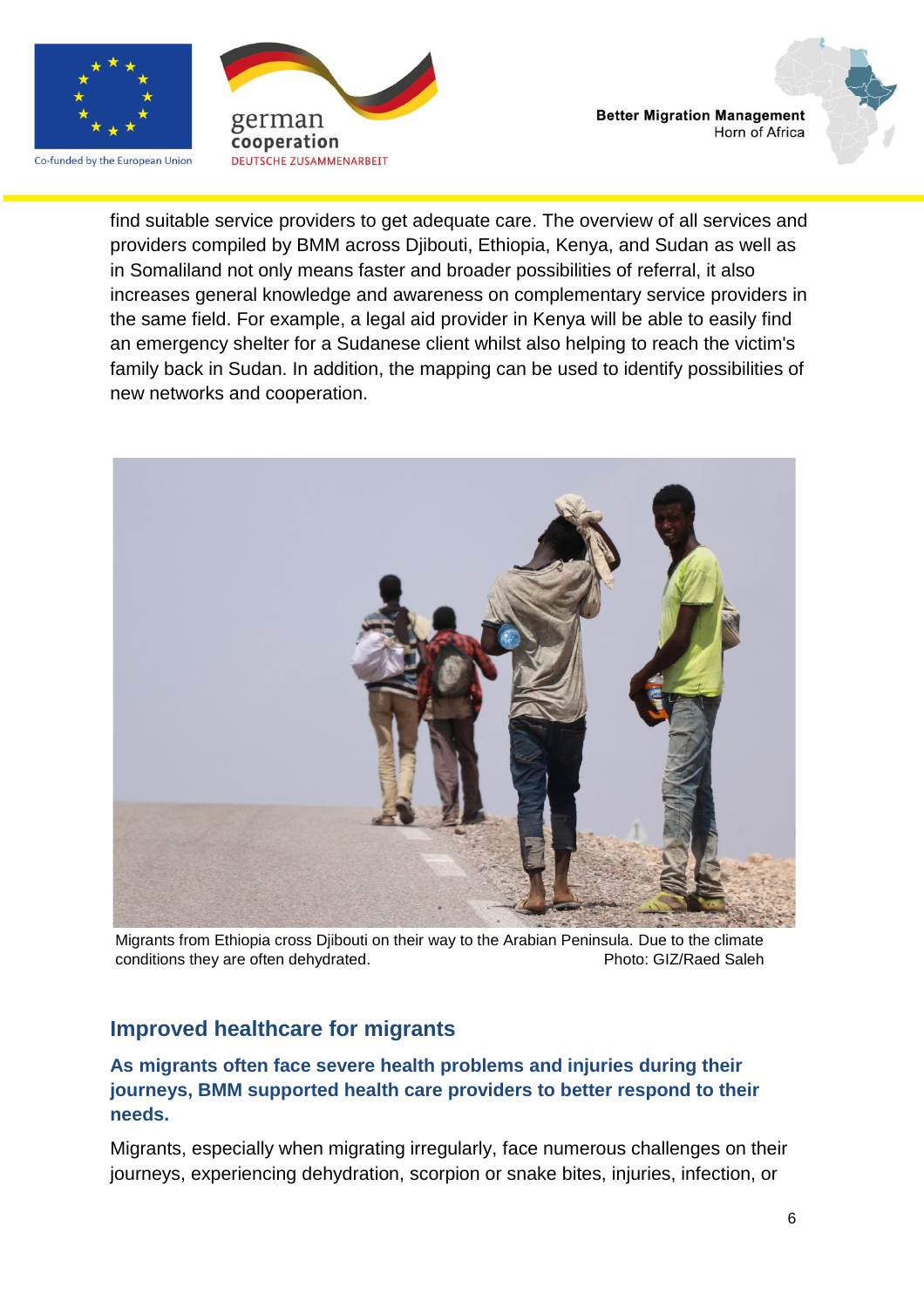find suitable service providers to get adequate care. The overview of all services and providers compiled by BMM across Djibouti, Ethiopia, Kenya, and Sudan as well as in Somaliland not only means faster and broader possibilities of referral, it also increases general knowledge and awareness on complementary service providers in the same field. For example, a legal aid provider in Kenya will be able to easily find an emergency shelter for a Sudanese client whilst also helping to reach the victim's family back in Sudan. In addition, the mapping can be used to identify possibilities of new networks and cooperation.

Migrants from Ethiopia cross Djibouti on their way to the Arabian Peninsula. Due to the climate conditions they are often dehydrated. Photo: GIZ/Raed Saleh

## Improved healthcare for migrants

**As migrants often face severe health problems and injuries during their journeys, BMM supported health care providers to better respond to their needs.**

Migrants, especially when migrating irregularly, face numerous challenges on their journeys, experiencing dehydration, scorpion or snake bites, injuries, infection, or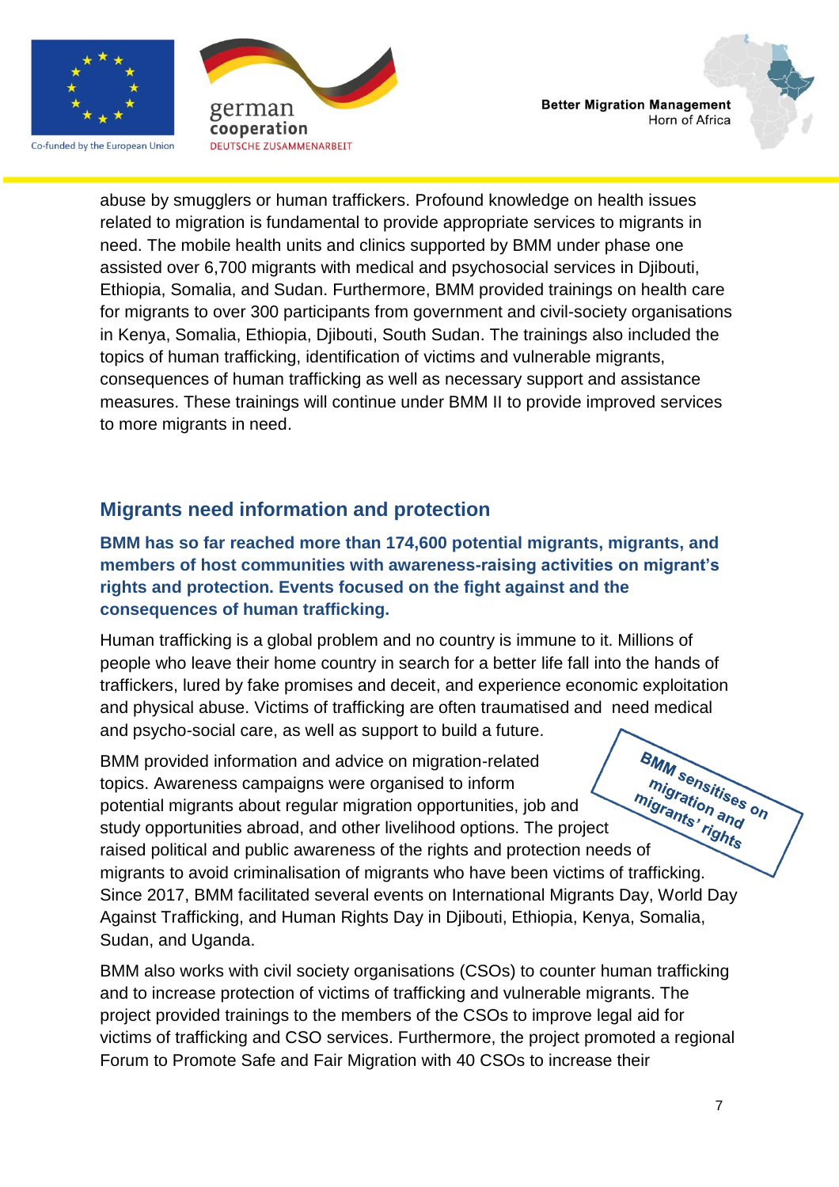abuse by smugglers or human traffickers. Profound knowledge on health issues related to migration is fundamental to provide appropriate services to migrants in need. The mobile health units and clinics supported by BMM under phase one assisted over 6,700 migrants with medical and psychosocial services in Djibouti, Ethiopia, Somalia, and Sudan. Furthermore, BMM provided trainings on health care for migrants to over 300 participants from government and civil-society organisations in Kenya, Somalia, Ethiopia, Djibouti, South Sudan. The trainings also included the topics of human trafficking, identification of victims and vulnerable migrants, consequences of human trafficking as well as necessary support and assistance measures. These trainings will continue under BMM II to provide improved services to more migrants in need.

## Migrants need information and protection

**BMM has so far reached more than 174,600 potential migrants, migrants, and members of host communities with awareness-raising activities on migrant's rights and protection. Events focused on the fight against and the consequences of human trafficking.**

Human trafficking is a global problem and no country is immune to it. Millions of people who leave their home country in search for a better life fall into the hands of traffickers, lured by fake promises and deceit, and experience economic exploitation and physical abuse. Victims of trafficking are often traumatised and need medical and psycho-social care, as well as support to build a future.

*BMM sensitises on migration and migrants' rights*

BMM provided information and advice on migration-related topics. Awareness campaigns were organised to inform potential migrants about regular migration opportunities, job and study opportunities abroad, and other livelihood options. The project raised political and public awareness of the rights and protection needs of migrants to avoid criminalisation of migrants who have been victims of trafficking. Since 2017, BMM facilitated several events on International Migrants Day, World Day Against Trafficking, and Human Rights Day in Djibouti, Ethiopia, Kenya, Somalia, Sudan, and Uganda.

BMM also works with civil society organisations (CSOs) to counter human trafficking and to increase protection of victims of trafficking and vulnerable migrants. The project provided trainings to the members of the CSOs to improve legal aid for victims of trafficking and CSO services. Furthermore, the project promoted a regional Forum to Promote Safe and Fair Migration with 40 CSOs to increase their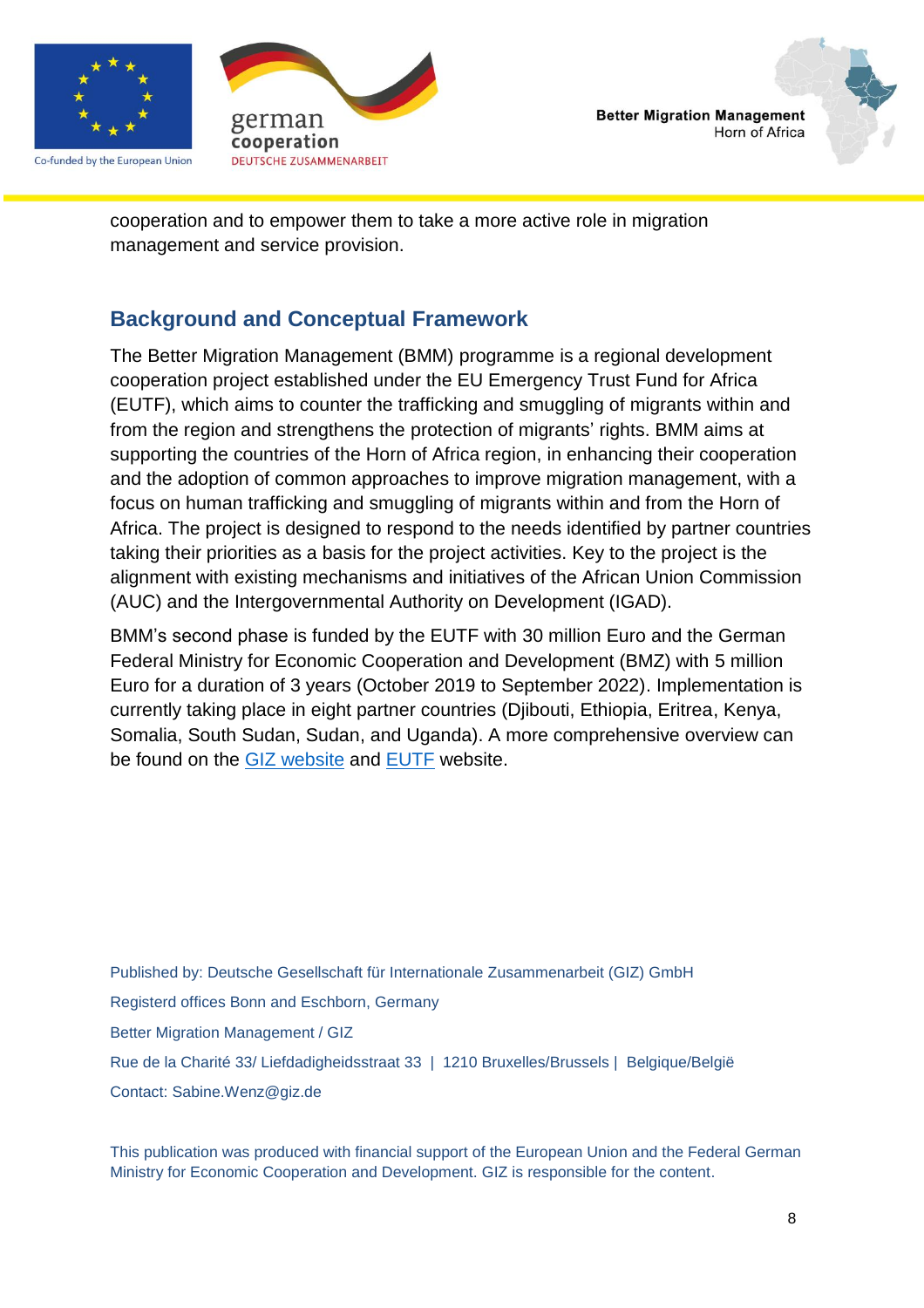cooperation and to empower them to take a more active role in migration management and service provision.

## Background and Conceptual Framework

The Better Migration Management (BMM) programme is a regional development cooperation project established under the EU Emergency Trust Fund for Africa (EUTF), which aims to counter the trafficking and smuggling of migrants within and from the region and strengthens the protection of migrants' rights. BMM aims at supporting the countries of the Horn of Africa region, in enhancing their cooperation and the adoption of common approaches to improve migration management, with a focus on human trafficking and smuggling of migrants within and from the Horn of Africa. The project is designed to respond to the needs identified by partner countries taking their priorities as a basis for the project activities. Key to the project is the alignment with existing mechanisms and initiatives of the African Union Commission (AUC) and the Intergovernmental Authority on Development (IGAD).

BMM's second phase is funded by the EUTF with 30 million Euro and the German Federal Ministry for Economic Cooperation and Development (BMZ) with 5 million Euro for a duration of 3 years (October 2019 to September 2022). Implementation is currently taking place in eight partner countries (Djibouti, Ethiopia, Eritrea, Kenya, Somalia, South Sudan, Sudan, and Uganda). A more comprehensive overview can be found on the GIZ website and EUTF website.

Published by: Deutsche Gesellschaft für Internationale Zusammenarbeit (GIZ) GmbH

Registerd offices Bonn and Eschborn, Germany

Better Migration Management / GIZ

Rue de la Charité 33/ Liefdadigheidsstraat 33 | 1210 Bruxelles/Brussels | Belgique/België

Contact: Sabine.Wenz@giz.de

This publication was produced with financial support of the European Union and the Federal German Ministry for Economic Cooperation and Development. GIZ is responsible for the content.